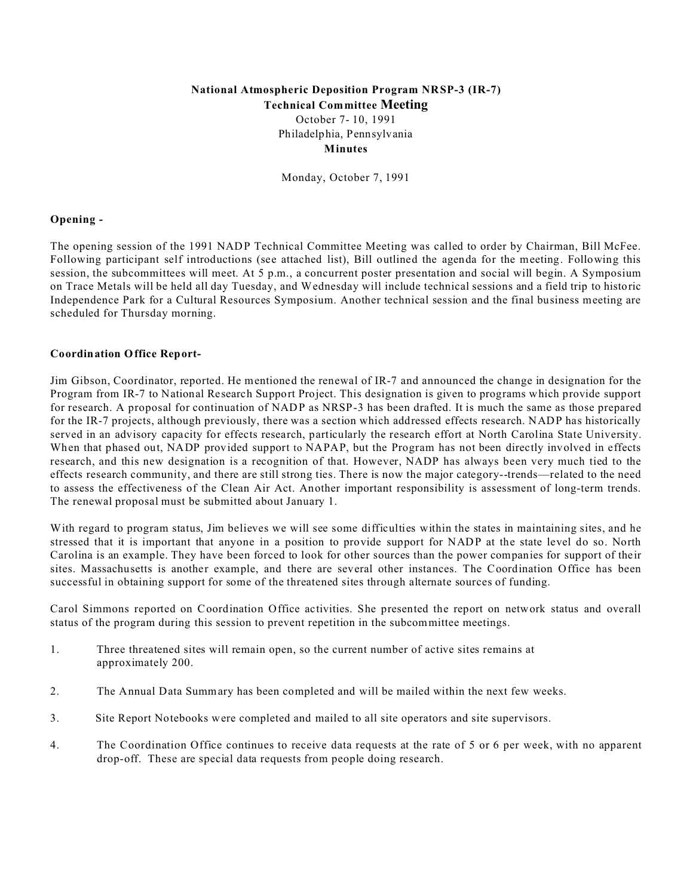**National Atmospheric Deposition Program NRSP-3 (IR-7)**
**Technical Committee Meeting**
October 7- 10, 1991
Philadelphia, Pennsylvania
**Minutes**

Monday, October 7, 1991

**Opening -**

The opening session of the 1991 NADP Technical Committee Meeting was called to order by Chairman, Bill McFee. Following participant self introductions (see attached list), Bill outlined the agenda for the meeting. Following this session, the subcommittees will meet. At 5 p.m., a concurrent poster presentation and social will begin. A Symposium on Trace Metals will be held all day Tuesday, and Wednesday will include technical sessions and a field trip to historic Independence Park for a Cultural Resources Symposium. Another technical session and the final business meeting are scheduled for Thursday morning.

**Coordination Office Report-**

Jim Gibson, Coordinator, reported. He mentioned the renewal of IR-7 and announced the change in designation for the Program from IR-7 to National Research Support Project. This designation is given to programs which provide support for research. A proposal for continuation of NADP as NRSP-3 has been drafted. It is much the same as those prepared for the IR-7 projects, although previously, there was a section which addressed effects research. NADP has historically served in an advisory capacity for effects research, particularly the research effort at North Carolina State University. When that phased out, NADP provided support to NAPAP, but the Program has not been directly involved in effects research, and this new designation is a recognition of that. However, NADP has always been very much tied to the effects research community, and there are still strong ties. There is now the major category--trends—related to the need to assess the effectiveness of the Clean Air Act. Another important responsibility is assessment of long-term trends. The renewal proposal must be submitted about January 1.

With regard to program status, Jim believes we will see some difficulties within the states in maintaining sites, and he stressed that it is important that anyone in a position to provide support for NADP at the state level do so. North Carolina is an example. They have been forced to look for other sources than the power companies for support of their sites. Massachusetts is another example, and there are several other instances. The Coordination Office has been successful in obtaining support for some of the threatened sites through alternate sources of funding.

Carol Simmons reported on Coordination Office activities. She presented the report on network status and overall status of the program during this session to prevent repetition in the subcommittee meetings.

1. Three threatened sites will remain open, so the current number of active sites remains at approximately 200.

2. The Annual Data Summary has been completed and will be mailed within the next few weeks.

3. Site Report Notebooks were completed and mailed to all site operators and site supervisors.

4. The Coordination Office continues to receive data requests at the rate of 5 or 6 per week, with no apparent drop-off. These are special data requests from people doing research.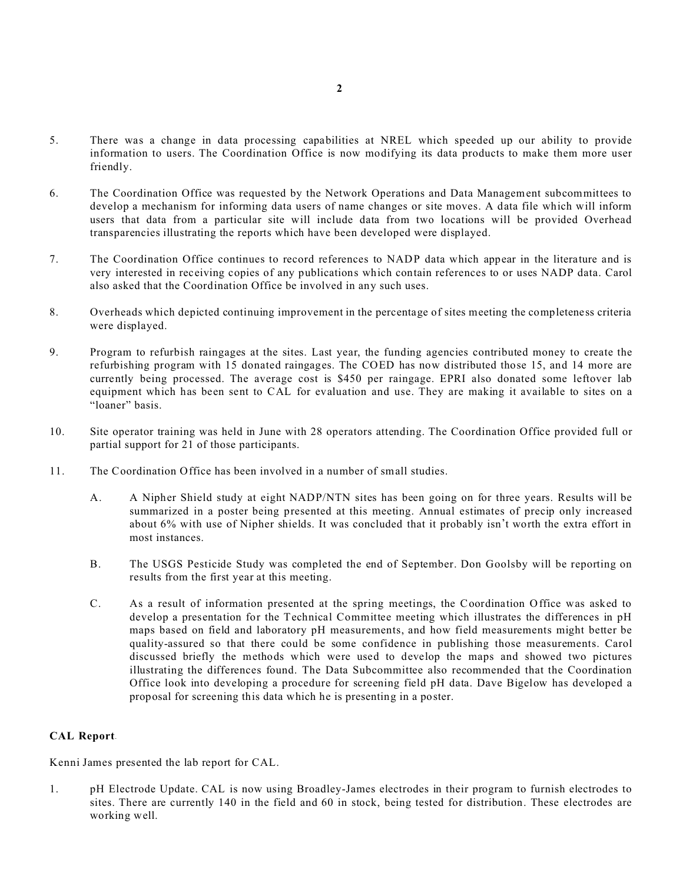5. There was a change in data processing capabilities at NREL which speeded up our ability to provide information to users. The Coordination Office is now modifying its data products to make them more user friendly.

6. The Coordination Office was requested by the Network Operations and Data Management subcommittees to develop a mechanism for informing data users of name changes or site moves. A data file which will inform users that data from a particular site will include data from two locations will be provided Overhead transparencies illustrating the reports which have been developed were displayed.

7. The Coordination Office continues to record references to NADP data which appear in the literature and is very interested in receiving copies of any publications which contain references to or uses NADP data. Carol also asked that the Coordination Office be involved in any such uses.

8. Overheads which depicted continuing improvement in the percentage of sites meeting the completeness criteria were displayed.

9. Program to refurbish raingages at the sites. Last year, the funding agencies contributed money to create the refurbishing program with 15 donated raingages. The COED has now distributed those 15, and 14 more are currently being processed. The average cost is $450 per raingage. EPRI also donated some leftover lab equipment which has been sent to CAL for evaluation and use. They are making it available to sites on a "loaner" basis.

10. Site operator training was held in June with 28 operators attending. The Coordination Office provided full or partial support for 21 of those participants.

11. The Coordination Office has been involved in a number of small studies.

    A. A Nipher Shield study at eight NADP/NTN sites has been going on for three years. Results will be summarized in a poster being presented at this meeting. Annual estimates of precip only increased about 6% with use of Nipher shields. It was concluded that it probably isn't worth the extra effort in most instances.

    B. The USGS Pesticide Study was completed the end of September. Don Goolsby will be reporting on results from the first year at this meeting.

    C. As a result of information presented at the spring meetings, the Coordination Office was asked to develop a presentation for the Technical Committee meeting which illustrates the differences in pH maps based on field and laboratory pH measurements, and how field measurements might better be quality-assured so that there could be some confidence in publishing those measurements. Carol discussed briefly the methods which were used to develop the maps and showed two pictures illustrating the differences found. The Data Subcommittee also recommended that the Coordination Office look into developing a procedure for screening field pH data. Dave Bigelow has developed a proposal for screening this data which he is presenting in a poster.

**CAL Report**.

Kenni James presented the lab report for CAL.

1. pH Electrode Update. CAL is now using Broadley-James electrodes in their program to furnish electrodes to sites. There are currently 140 in the field and 60 in stock, being tested for distribution. These electrodes are working well.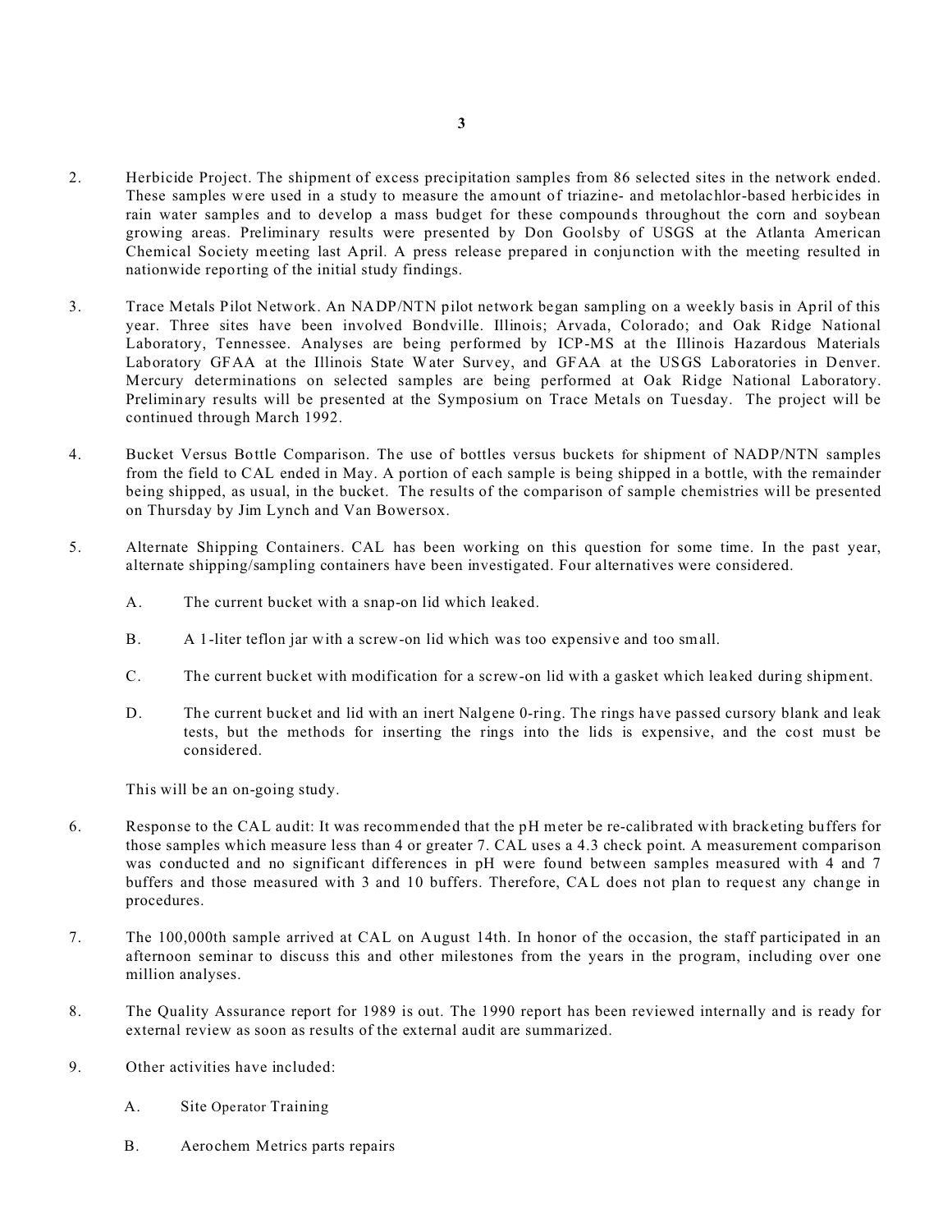2. Herbicide Project. The shipment of excess precipitation samples from 86 selected sites in the network ended. These samples were used in a study to measure the amount of triazine- and metolachlor-based herbicides in rain water samples and to develop a mass budget for these compounds throughout the corn and soybean growing areas. Preliminary results were presented by Don Goolsby of USGS at the Atlanta American Chemical Society meeting last April. A press release prepared in conjunction with the meeting resulted in nationwide reporting of the initial study findings.

3. Trace Metals Pilot Network. An NADP/NTN pilot network began sampling on a weekly basis in April of this year. Three sites have been involved Bondville. Illinois; Arvada, Colorado; and Oak Ridge National Laboratory, Tennessee. Analyses are being performed by ICP-MS at the Illinois Hazardous Materials Laboratory GFAA at the Illinois State Water Survey, and GFAA at the USGS Laboratories in Denver. Mercury determinations on selected samples are being performed at Oak Ridge National Laboratory. Preliminary results will be presented at the Symposium on Trace Metals on Tuesday. The project will be continued through March 1992.

4. Bucket Versus Bottle Comparison. The use of bottles versus buckets for shipment of NADP/NTN samples from the field to CAL ended in May. A portion of each sample is being shipped in a bottle, with the remainder being shipped, as usual, in the bucket. The results of the comparison of sample chemistries will be presented on Thursday by Jim Lynch and Van Bowersox.

5. Alternate Shipping Containers. CAL has been working on this question for some time. In the past year, alternate shipping/sampling containers have been investigated. Four alternatives were considered.

   A. The current bucket with a snap-on lid which leaked.

   B. A 1-liter teflon jar with a screw-on lid which was too expensive and too small.

   C. The current bucket with modification for a screw-on lid with a gasket which leaked during shipment.

   D. The current bucket and lid with an inert Nalgene 0-ring. The rings have passed cursory blank and leak tests, but the methods for inserting the rings into the lids is expensive, and the cost must be considered.

   This will be an on-going study.

6. Response to the CAL audit: It was recommended that the pH meter be re-calibrated with bracketing buffers for those samples which measure less than 4 or greater 7. CAL uses a 4.3 check point. A measurement comparison was conducted and no significant differences in pH were found between samples measured with 4 and 7 buffers and those measured with 3 and 10 buffers. Therefore, CAL does not plan to request any change in procedures.

7. The 100,000th sample arrived at CAL on August 14th. In honor of the occasion, the staff participated in an afternoon seminar to discuss this and other milestones from the years in the program, including over one million analyses.

8. The Quality Assurance report for 1989 is out. The 1990 report has been reviewed internally and is ready for external review as soon as results of the external audit are summarized.

9. Other activities have included:

   A. Site Operator Training

   B. Aerochem Metrics parts repairs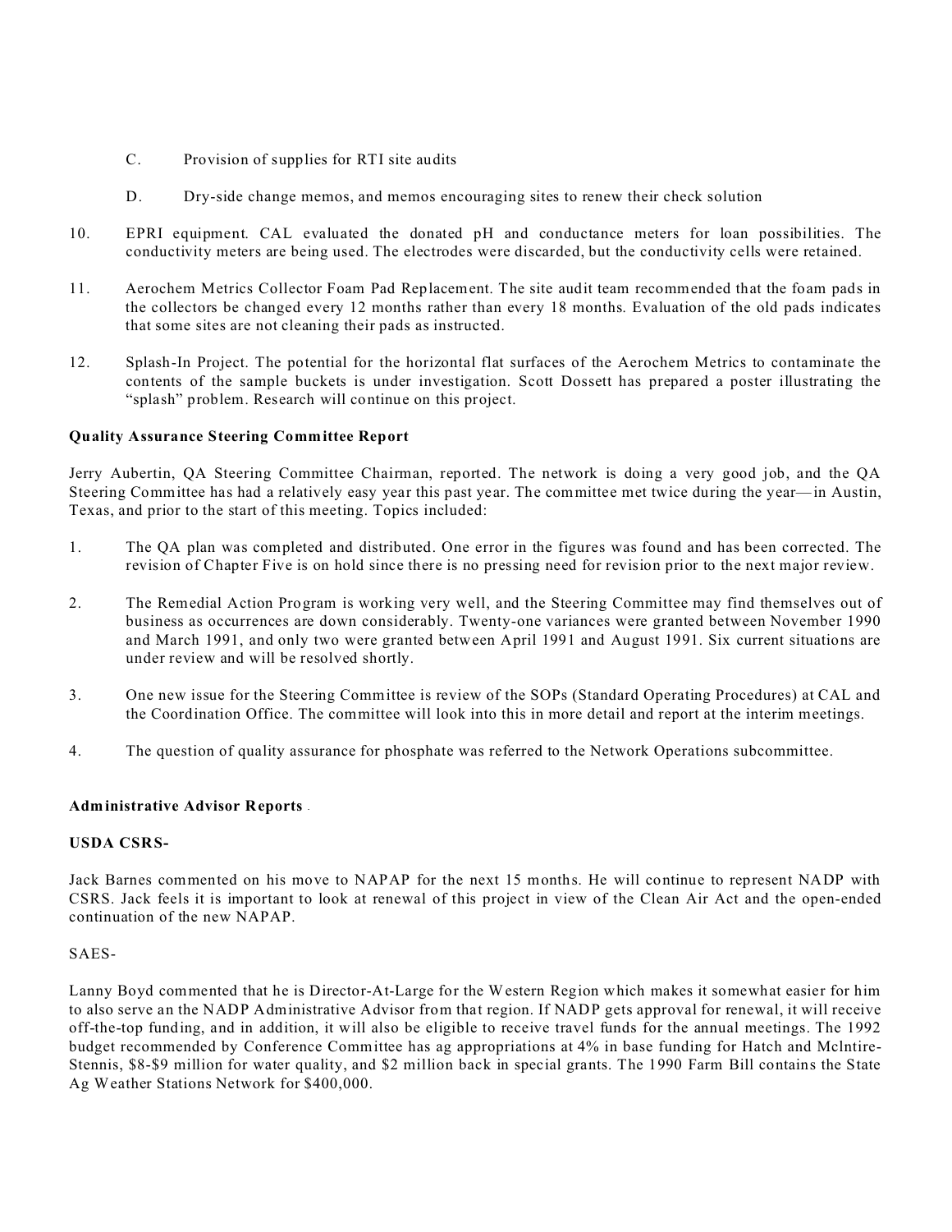C. Provision of supplies for RTI site audits

D. Dry-side change memos, and memos encouraging sites to renew their check solution

10. EPRI equipment. CAL evaluated the donated pH and conductance meters for loan possibilities. The conductivity meters are being used. The electrodes were discarded, but the conductivity cells were retained.

11. Aerochem Metrics Collector Foam Pad Replacement. The site audit team recommended that the foam pads in the collectors be changed every 12 months rather than every 18 months. Evaluation of the old pads indicates that some sites are not cleaning their pads as instructed.

12. Splash-In Project. The potential for the horizontal flat surfaces of the Aerochem Metrics to contaminate the contents of the sample buckets is under investigation. Scott Dossett has prepared a poster illustrating the "splash" problem. Research will continue on this project.

**Quality Assurance Steering Committee Report**

Jerry Aubertin, QA Steering Committee Chairman, reported. The network is doing a very good job, and the QA Steering Committee has had a relatively easy year this past year. The committee met twice during the year—in Austin, Texas, and prior to the start of this meeting. Topics included:

1. The QA plan was completed and distributed. One error in the figures was found and has been corrected. The revision of Chapter Five is on hold since there is no pressing need for revision prior to the next major review.

2. The Remedial Action Program is working very well, and the Steering Committee may find themselves out of business as occurrences are down considerably. Twenty-one variances were granted between November 1990 and March 1991, and only two were granted between April 1991 and August 1991. Six current situations are under review and will be resolved shortly.

3. One new issue for the Steering Committee is review of the SOPs (Standard Operating Procedures) at CAL and the Coordination Office. The committee will look into this in more detail and report at the interim meetings.

4. The question of quality assurance for phosphate was referred to the Network Operations subcommittee.

**Administrative Advisor Reports**

**USDA CSRS-**

Jack Barnes commented on his move to NAPAP for the next 15 months. He will continue to represent NADP with CSRS. Jack feels it is important to look at renewal of this project in view of the Clean Air Act and the open-ended continuation of the new NAPAP.

SAES-

Lanny Boyd commented that he is Director-At-Large for the Western Region which makes it somewhat easier for him to also serve an the NADP Administrative Advisor from that region. If NADP gets approval for renewal, it will receive off-the-top funding, and in addition, it will also be eligible to receive travel funds for the annual meetings. The 1992 budget recommended by Conference Committee has ag appropriations at 4% in base funding for Hatch and McIntire-Stennis, $8-$9 million for water quality, and $2 million back in special grants. The 1990 Farm Bill contains the State Ag Weather Stations Network for $400,000.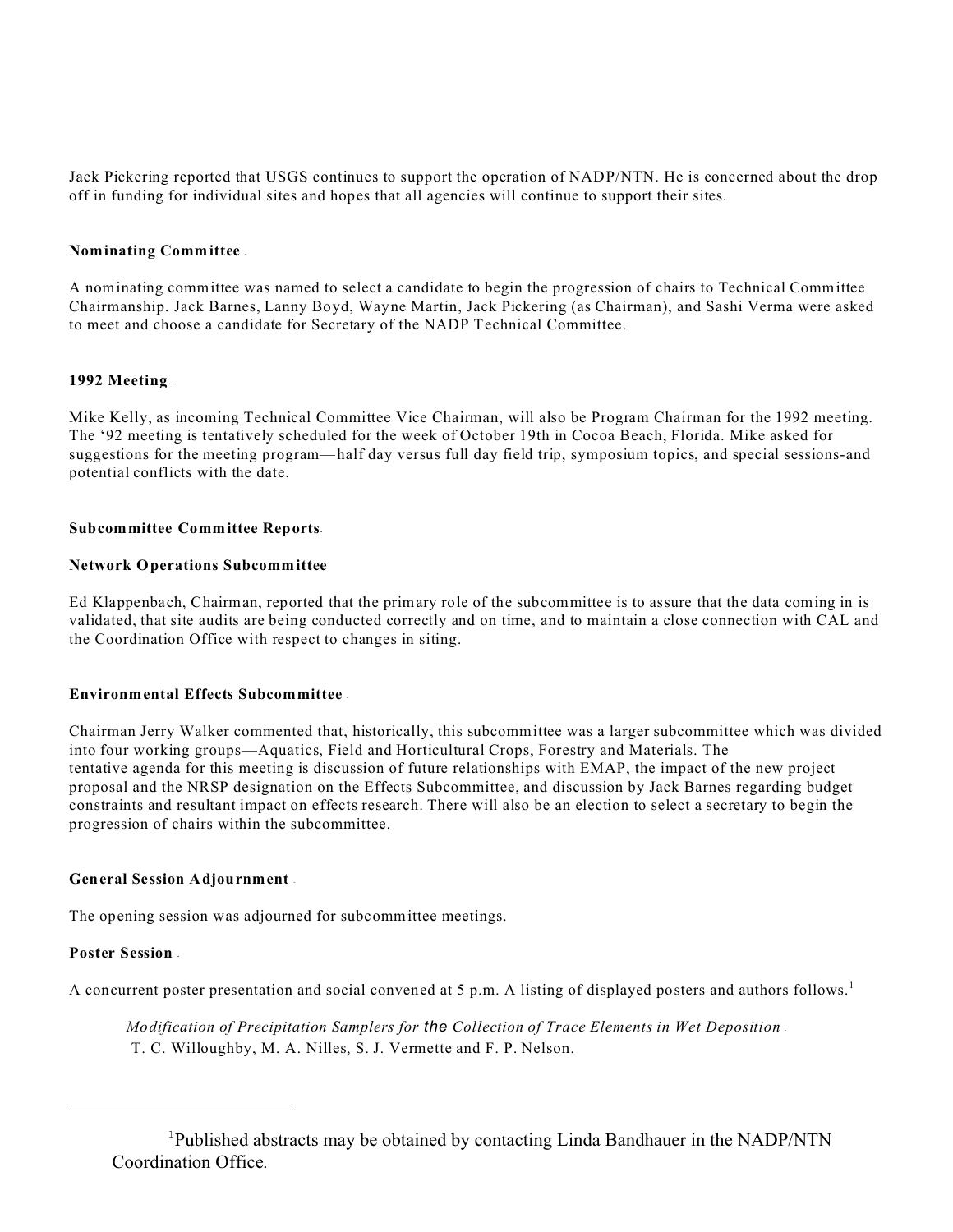Jack Pickering reported that USGS continues to support the operation of NADP/NTN. He is concerned about the drop off in funding for individual sites and hopes that all agencies will continue to support their sites.

**Nominating Committee** .

A nominating committee was named to select a candidate to begin the progression of chairs to Technical Committee Chairmanship. Jack Barnes, Lanny Boyd, Wayne Martin, Jack Pickering (as Chairman), and Sashi Verma were asked to meet and choose a candidate for Secretary of the NADP Technical Committee.

**1992 Meeting** .

Mike Kelly, as incoming Technical Committee Vice Chairman, will also be Program Chairman for the 1992 meeting. The '92 meeting is tentatively scheduled for the week of October 19th in Cocoa Beach, Florida. Mike asked for suggestions for the meeting program—half day versus full day field trip, symposium topics, and special sessions-and potential conflicts with the date.

**Subcommittee Committee Reports**.

**Network Operations Subcommittee**

Ed Klappenbach, Chairman, reported that the primary role of the subcommittee is to assure that the data coming in is validated, that site audits are being conducted correctly and on time, and to maintain a close connection with CAL and the Coordination Office with respect to changes in siting.

**Environmental Effects Subcommittee** .

Chairman Jerry Walker commented that, historically, this subcommittee was a larger subcommittee which was divided into four working groups—Aquatics, Field and Horticultural Crops, Forestry and Materials. The tentative agenda for this meeting is discussion of future relationships with EMAP, the impact of the new project proposal and the NRSP designation on the Effects Subcommittee, and discussion by Jack Barnes regarding budget constraints and resultant impact on effects research. There will also be an election to select a secretary to begin the progression of chairs within the subcommittee.

**General Session Adjournment** .

The opening session was adjourned for subcommittee meetings.

**Poster Session** .

A concurrent poster presentation and social convened at 5 p.m. A listing of displayed posters and authors follows.[1]

> *Modification of Precipitation Samplers for the Collection of Trace Elements in Wet Deposition* .
> T. C. Willoughby, M. A. Nilles, S. J. Vermette and F. P. Nelson.

---

[1] Published abstracts may be obtained by contacting Linda Bandhauer in the NADP/NTN Coordination Office.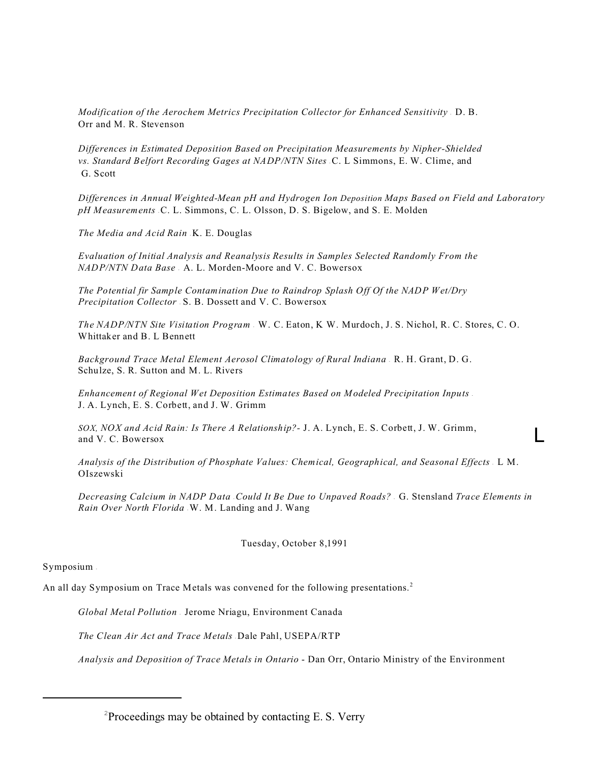*Modification of the Aerochem Metrics Precipitation Collector for Enhanced Sensitivity* - D. B. Orr and M. R. Stevenson

*Differences in Estimated Deposition Based on Precipitation Measurements by Nipher-Shielded vs. Standard Belfort Recording Gages at NADP/NTN Sites* - C. L Simmons, E. W. Clime, and G. Scott

*Differences in Annual Weighted-Mean pH and Hydrogen Ion Deposition Maps Based on Field and Laboratory pH Measurements* - C. L. Simmons, C. L. Olsson, D. S. Bigelow, and S. E. Molden

*The Media and Acid Rain* - K. E. Douglas

*Evaluation of Initial Analysis and Reanalysis Results in Samples Selected Randomly From the NADP/NTN Data Base* - A. L. Morden-Moore and V. C. Bowersox

*The Potential fir Sample Contamination Due to Raindrop Splash Off Of the NADP Wet/Dry Precipitation Collector* - S. B. Dossett and V. C. Bowersox

*The NADP/NTN Site Visitation Program* - W. C. Eaton, K W. Murdoch, J. S. Nichol, R. C. Stores, C. O. Whittaker and B. L Bennett

*Background Trace Metal Element Aerosol Climatology of Rural Indiana* - R. H. Grant, D. G. Schulze, S. R. Sutton and M. L. Rivers

*Enhancement of Regional Wet Deposition Estimates Based on Modeled Precipitation Inputs* - J. A. Lynch, E. S. Corbett, and J. W. Grimm

*SOX, NOX and Acid Rain: Is There A Relationship?*- J. A. Lynch, E. S. Corbett, J. W. Grimm, and V. C. Bowersox

*Analysis of the Distribution of Phosphate Values: Chemical, Geographical, and Seasonal Effects* - L M. OIszewski

*Decreasing Calcium in NADP Data* - *Could It Be Due to Unpaved Roads?* - G. Stensland

*Trace Elements in Rain Over North Florida* - W. M. Landing and J. Wang

Tuesday, October 8,1991

Symposium -

An all day Symposium on Trace Metals was convened for the following presentations.[2]

*Global Metal Pollution* - Jerome Nriagu, Environment Canada

*The Clean Air Act and Trace Metals* - Dale Pahl, USEPA/RTP

*Analysis and Deposition of Trace Metals in Ontario* - Dan Orr, Ontario Ministry of the Environment

---

[2] Proceedings may be obtained by contacting E. S. Verry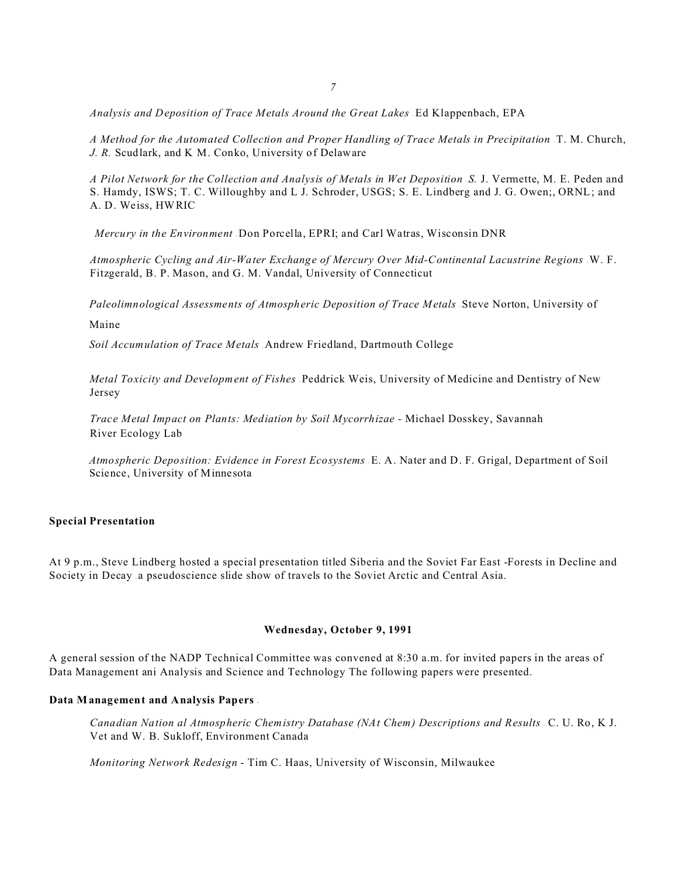*Analysis and Deposition of Trace Metals Around the Great Lakes* - Ed Klappenbach, EPA

*A Method for the Automated Collection and Proper Handling of Trace Metals in Precipitation* - T. M. Church, *J. R.* Scudlark, and K M. Conko, University of Delaware

*A Pilot Network for the Collection and Analysis of Metals in Wet Deposition* - *S.* J. Vermette, M. E. Peden and S. Hamdy, ISWS; T. C. Willoughby and L J. Schroder, USGS; S. E. Lindberg and J. G. Owen;, ORNL; and A. D. Weiss, HWRIC

*Mercury in the Environment* - Don Porcella, EPRI; and Carl Watras, Wisconsin DNR

*Atmospheric Cycling and Air-Water Exchange of Mercury Over Mid-Continental Lacustrine Regions* - W. F. Fitzgerald, B. P. Mason, and G. M. Vandal, University of Connecticut

*Paleolimnological Assessments of Atmospheric Deposition of Trace Metals* - Steve Norton, University of Maine

*Soil Accumulation of Trace Metals* - Andrew Friedland, Dartmouth College

*Metal Toxicity and Development of Fishes* - Peddrick Weis, University of Medicine and Dentistry of New Jersey

*Trace Metal Impact on Plants: Mediation by Soil Mycorrhizae* - Michael Dosskey, Savannah River Ecology Lab

*Atmospheric Deposition: Evidence in Forest Ecosystems* - E. A. Nater and D. F. Grigal, Department of Soil Science, University of Minnesota

**Special Presentation**

At 9 p.m., Steve Lindberg hosted a special presentation titled Siberia and the Soviet Far East -Forests in Decline and Society in Decay - a pseudoscience slide show of travels to the Soviet Arctic and Central Asia.

**Wednesday, October 9, 1991**

A general session of the NADP Technical Committee was convened at 8:30 a.m. for invited papers in the areas of Data Management ani Analysis and Science and Technology The following papers were presented.

**Data Management and Analysis Papers** -

*Canadian Nation al Atmospheric Chemistry Database (NAt Chem) Descriptions and Results* - C. U. Ro, K J. Vet and W. B. Sukloff, Environment Canada

*Monitoring Network Redesign* - Tim C. Haas, University of Wisconsin, Milwaukee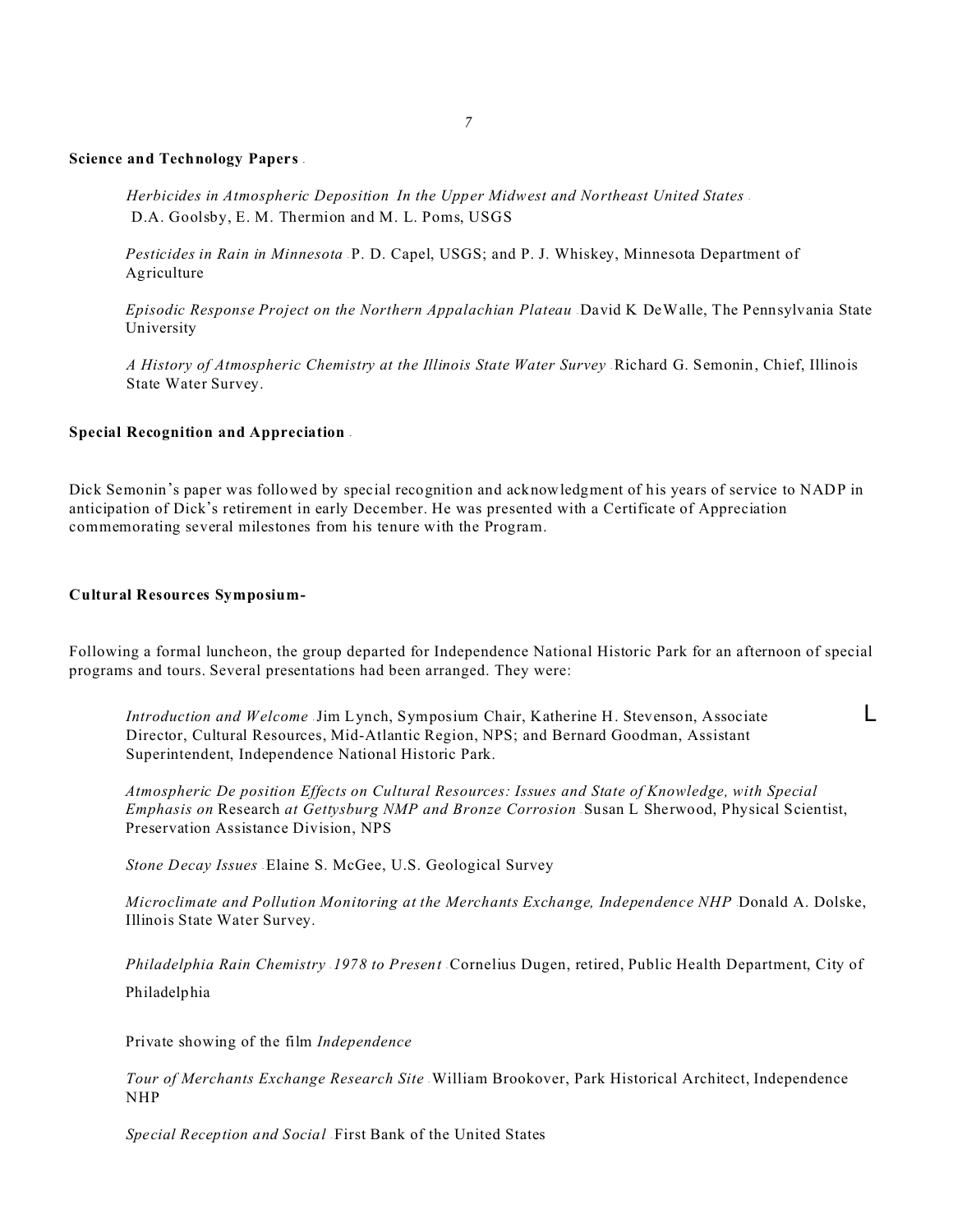**Science and Technology Papers** -

*Herbicides in Atmospheric Deposition In the Upper Midwest and Northeast United States* - D.A. Goolsby, E. M. Thermion and M. L. Poms, USGS

*Pesticides in Rain in Minnesota* - P. D. Capel, USGS; and P. J. Whiskey, Minnesota Department of Agriculture

*Episodic Response Project on the Northern Appalachian Plateau* - David K DeWalle, The Pennsylvania State University

*A History of Atmospheric Chemistry at the Illinois State Water Survey* - Richard G. Semonin, Chief, Illinois State Water Survey.

**Special Recognition and Appreciation** -

Dick Semonin's paper was followed by special recognition and acknowledgment of his years of service to NADP in anticipation of Dick's retirement in early December. He was presented with a Certificate of Appreciation commemorating several milestones from his tenure with the Program.

**Cultural Resources Symposium-**

Following a formal luncheon, the group departed for Independence National Historic Park for an afternoon of special programs and tours. Several presentations had been arranged. They were:

*Introduction and Welcome* - Jim Lynch, Symposium Chair, Katherine H. Stevenson, Associate Director, Cultural Resources, Mid-Atlantic Region, NPS; and Bernard Goodman, Assistant Superintendent, Independence National Historic Park.

L

*Atmospheric Deposition Effects on Cultural Resources: Issues and State of Knowledge, with Special Emphasis on* Research *at Gettysburg NMP and Bronze Corrosion* - Susan L Sherwood, Physical Scientist, Preservation Assistance Division, NPS

*Stone Decay Issues* - Elaine S. McGee, U.S. Geological Survey

*Microclimate and Pollution Monitoring at the Merchants Exchange, Independence NHP* Donald A. Dolske, Illinois State Water Survey.

*Philadelphia Rain Chemistry* - *1978 to Present* - Cornelius Dugen, retired, Public Health Department, City of Philadelphia

Private showing of the film *Independence*

*Tour of Merchants Exchange Research Site* - William Brookover, Park Historical Architect, Independence NHP

*Special Reception and Social* - First Bank of the United States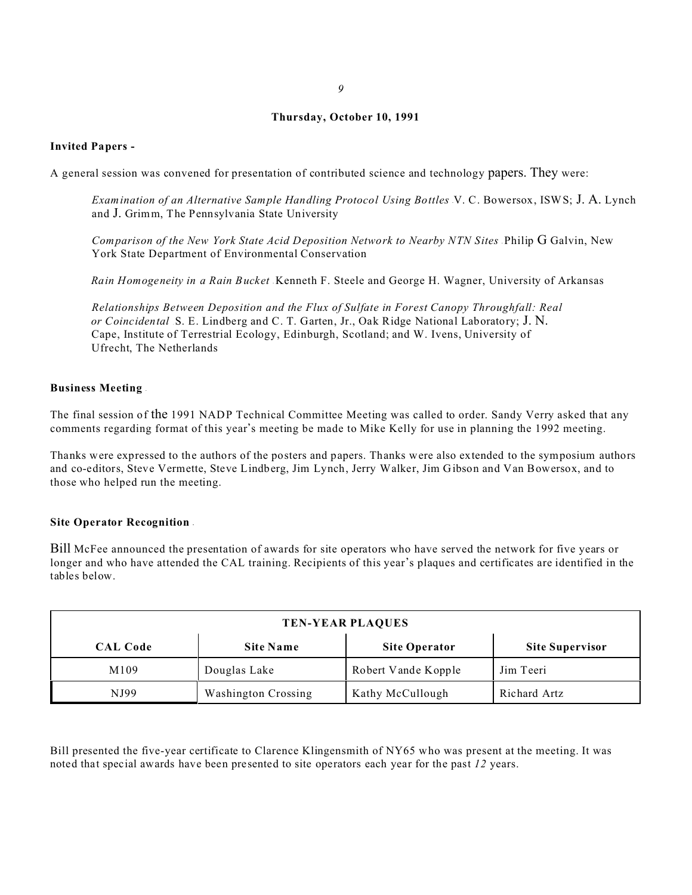**Thursday, October 10, 1991**

**Invited Papers -**

A general session was convened for presentation of contributed science and technology papers. They were:

> *Examination of an Alternative Sample Handling Protocol Using Bottles* V. C. Bowersox, ISWS; J. A. Lynch and J. Grimm, The Pennsylvania State University
>
> *Comparison of the New York State Acid Deposition Network to Nearby NTN Sites* Philip G Galvin, New York State Department of Environmental Conservation
>
> *Rain Homogeneity in a Rain Bucket* Kenneth F. Steele and George H. Wagner, University of Arkansas
>
> *Relationships Between Deposition and the Flux of Sulfate in Forest Canopy Throughfall: Real or Coincidental* S. E. Lindberg and C. T. Garten, Jr., Oak Ridge National Laboratory; J. N. Cape, Institute of Terrestrial Ecology, Edinburgh, Scotland; and W. Ivens, University of Ufrecht, The Netherlands

**Business Meeting**

The final session of the 1991 NADP Technical Committee Meeting was called to order. Sandy Verry asked that any comments regarding format of this year's meeting be made to Mike Kelly for use in planning the 1992 meeting.

Thanks were expressed to the authors of the posters and papers. Thanks were also extended to the symposium authors and co-editors, Steve Vermette, Steve Lindberg, Jim Lynch, Jerry Walker, Jim Gibson and Van Bowersox, and to those who helped run the meeting.

**Site Operator Recognition**

Bill McFee announced the presentation of awards for site operators who have served the network for five years or longer and who have attended the CAL training. Recipients of this year's plaques and certificates are identified in the tables below.

| TEN-YEAR PLAQUES | | | |
|---|---|---|---|
| **CAL Code** | **Site Name** | **Site Operator** | **Site Supervisor** |
| M109 | Douglas Lake | Robert Vande Kopple | Jim Teeri |
| NJ99 | Washington Crossing | Kathy McCullough | Richard Artz |

Bill presented the five-year certificate to Clarence Klingensmith of NY65 who was present at the meeting. It was noted that special awards have been presented to site operators each year for the past *12* years.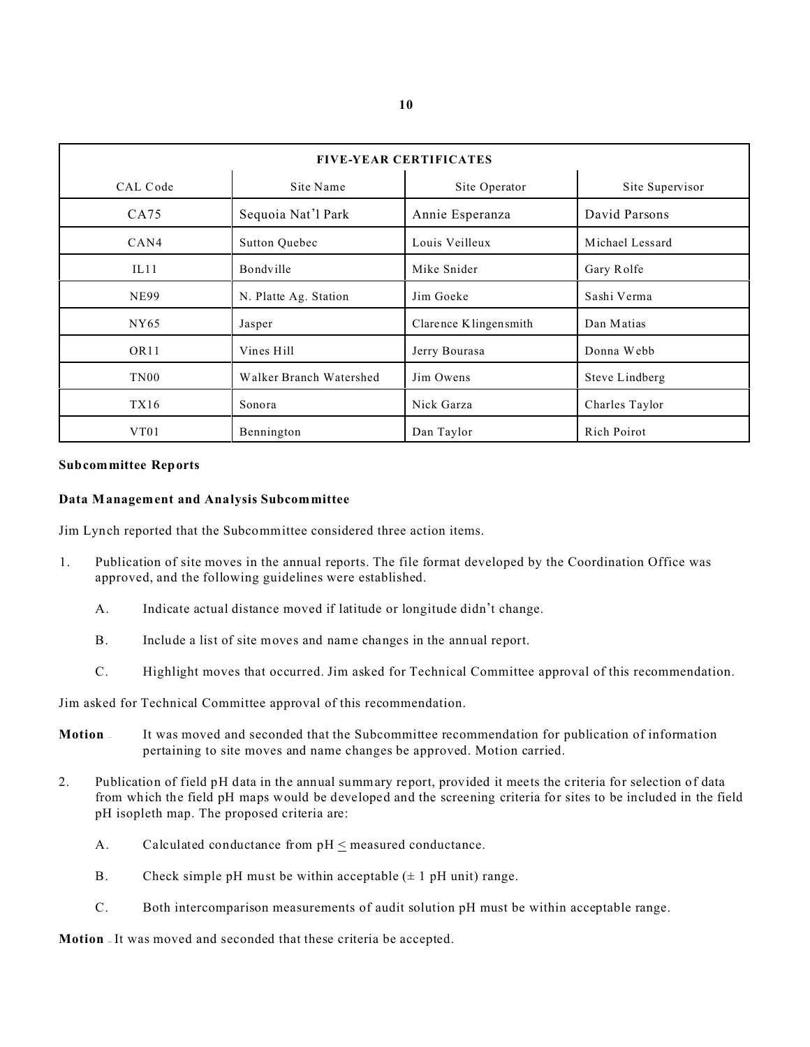| FIVE-YEAR CERTIFICATES | | | |
|---|---|---|---|
| CAL Code | Site Name | Site Operator | Site Supervisor |
| CA75 | Sequoia Nat'l Park | Annie Esperanza | David Parsons |
| CAN4 | Sutton Quebec | Louis Veilleux | Michael Lessard |
| IL11 | Bondville | Mike Snider | Gary Rolfe |
| NE99 | N. Platte Ag. Station | Jim Goeke | Sashi Verma |
| NY65 | Jasper | Clarence Klingensmith | Dan Matias |
| OR11 | Vines Hill | Jerry Bourasa | Donna Webb |
| TN00 | Walker Branch Watershed | Jim Owens | Steve Lindberg |
| TX16 | Sonora | Nick Garza | Charles Taylor |
| VT01 | Bennington | Dan Taylor | Rich Poirot |

**Subcommittee Reports**

**Data Management and Analysis Subcommittee**

Jim Lynch reported that the Subcommittee considered three action items.

1. Publication of site moves in the annual reports. The file format developed by the Coordination Office was approved, and the following guidelines were established.

   A. Indicate actual distance moved if latitude or longitude didn't change.

   B. Include a list of site moves and name changes in the annual report.

   C. Highlight moves that occurred. Jim asked for Technical Committee approval of this recommendation.

Jim asked for Technical Committee approval of this recommendation.

**Motion** – It was moved and seconded that the Subcommittee recommendation for publication of information pertaining to site moves and name changes be approved. Motion carried.

2. Publication of field pH data in the annual summary report, provided it meets the criteria for selection of data from which the field pH maps would be developed and the screening criteria for sites to be included in the field pH isopleth map. The proposed criteria are:

   A. Calculated conductance from pH $\leq$ measured conductance.

   B. Check simple pH must be within acceptable ($\pm$ 1 pH unit) range.

   C. Both intercomparison measurements of audit solution pH must be within acceptable range.

**Motion** – It was moved and seconded that these criteria be accepted.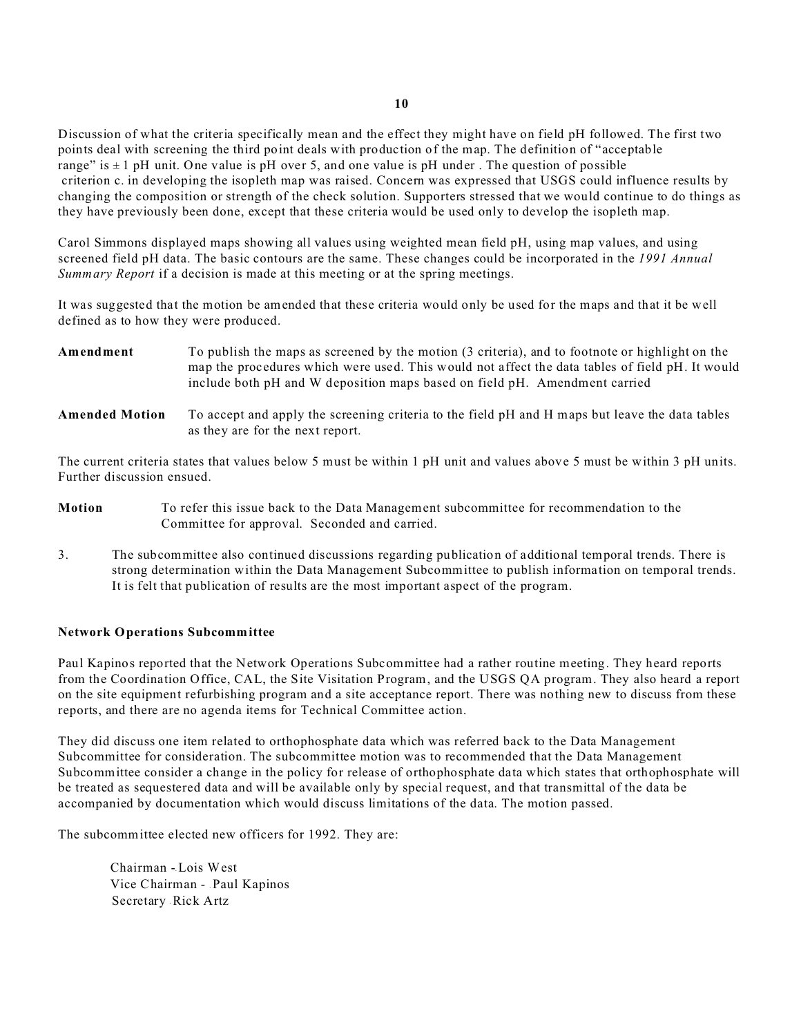Discussion of what the criteria specifically mean and the effect they might have on field pH followed. The first two points deal with screening the third point deals with production of the map. The definition of "acceptable range" is ± 1 pH unit. One value is pH over 5, and one value is pH under . The question of possible criterion c. in developing the isopleth map was raised. Concern was expressed that USGS could influence results by changing the composition or strength of the check solution. Supporters stressed that we would continue to do things as they have previously been done, except that these criteria would be used only to develop the isopleth map.

Carol Simmons displayed maps showing all values using weighted mean field pH, using map values, and using screened field pH data. The basic contours are the same. These changes could be incorporated in the *1991 Annual Summary Report* if a decision is made at this meeting or at the spring meetings.

It was suggested that the motion be amended that these criteria would only be used for the maps and that it be well defined as to how they were produced.

**Amendment** To publish the maps as screened by the motion (3 criteria), and to footnote or highlight on the map the procedures which were used. This would not affect the data tables of field pH. It would include both pH and W deposition maps based on field pH. Amendment carried

**Amended Motion** To accept and apply the screening criteria to the field pH and H maps but leave the data tables as they are for the next report.

The current criteria states that values below 5 must be within 1 pH unit and values above 5 must be within 3 pH units. Further discussion ensued.

**Motion** To refer this issue back to the Data Management subcommittee for recommendation to the Committee for approval. Seconded and carried.

3. The subcommittee also continued discussions regarding publication of additional temporal trends. There is strong determination within the Data Management Subcommittee to publish information on temporal trends. It is felt that publication of results are the most important aspect of the program.

**Network Operations Subcommittee**

Paul Kapinos reported that the Network Operations Subcommittee had a rather routine meeting. They heard reports from the Coordination Office, CAL, the Site Visitation Program, and the USGS QA program. They also heard a report on the site equipment refurbishing program and a site acceptance report. There was nothing new to discuss from these reports, and there are no agenda items for Technical Committee action.

They did discuss one item related to orthophosphate data which was referred back to the Data Management Subcommittee for consideration. The subcommittee motion was to recommended that the Data Management Subcommittee consider a change in the policy for release of orthophosphate data which states that orthophosphate will be treated as sequestered data and will be available only by special request, and that transmittal of the data be accompanied by documentation which would discuss limitations of the data. The motion passed.

The subcommittee elected new officers for 1992. They are:

Chairman - Lois West
Vice Chairman - Paul Kapinos
Secretary - Rick Artz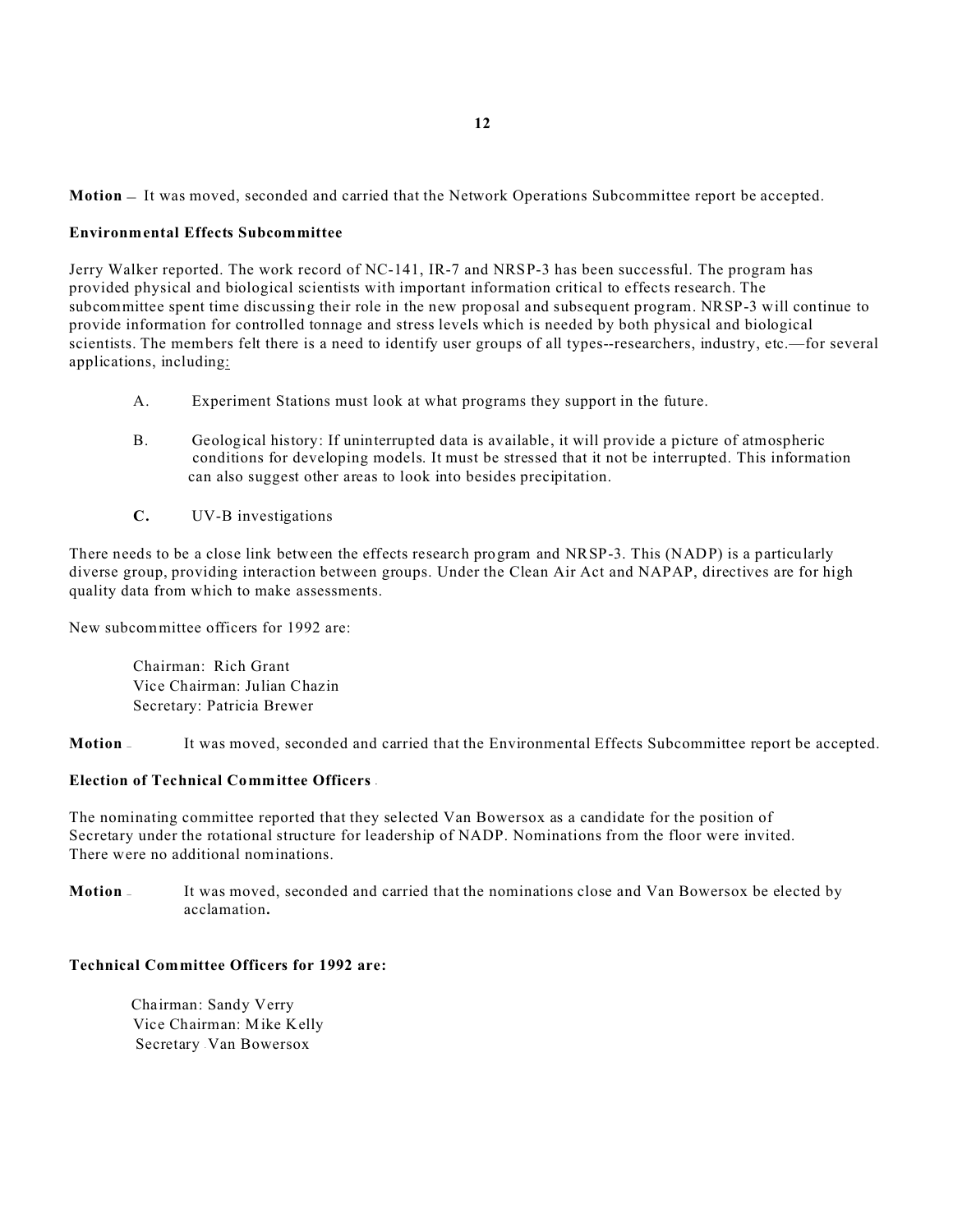**Motion** – It was moved, seconded and carried that the Network Operations Subcommittee report be accepted.

**Environmental Effects Subcommittee**

Jerry Walker reported. The work record of NC-141, IR-7 and NRSP-3 has been successful. The program has provided physical and biological scientists with important information critical to effects research. The subcommittee spent time discussing their role in the new proposal and subsequent program. NRSP-3 will continue to provide information for controlled tonnage and stress levels which is needed by both physical and biological scientists. The members felt there is a need to identify user groups of all types--researchers, industry, etc.—for several applications, including:

A. Experiment Stations must look at what programs they support in the future.

B. Geological history: If uninterrupted data is available, it will provide a picture of atmospheric conditions for developing models. It must be stressed that it not be interrupted. This information can also suggest other areas to look into besides precipitation.

**C.** UV-B investigations

There needs to be a close link between the effects research program and NRSP-3. This (NADP) is a particularly diverse group, providing interaction between groups. Under the Clean Air Act and NAPAP, directives are for high quality data from which to make assessments.

New subcommittee officers for 1992 are:

Chairman: Rich Grant
Vice Chairman: Julian Chazin
Secretary: Patricia Brewer

**Motion** – It was moved, seconded and carried that the Environmental Effects Subcommittee report be accepted.

**Election of Technical Committee Officers**

The nominating committee reported that they selected Van Bowersox as a candidate for the position of Secretary under the rotational structure for leadership of NADP. Nominations from the floor were invited. There were no additional nominations.

**Motion** – It was moved, seconded and carried that the nominations close and Van Bowersox be elected by acclamation.

**Technical Committee Officers for 1992 are:**

Chairman: Sandy Verry
Vice Chairman: Mike Kelly
Secretary: Van Bowersox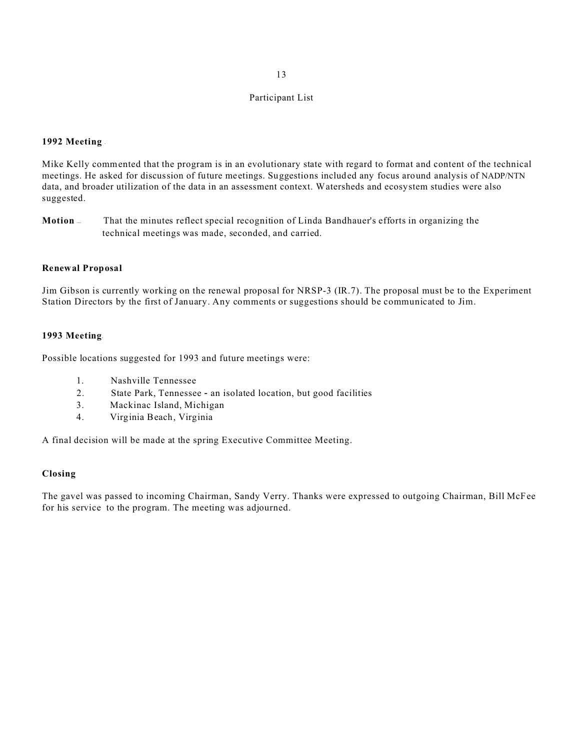Participant List

**1992 Meeting**

Mike Kelly commented that the program is in an evolutionary state with regard to format and content of the technical meetings. He asked for discussion of future meetings. Suggestions included any focus around analysis of NADP/NTN data, and broader utilization of the data in an assessment context. Watersheds and ecosystem studies were also suggested.

**Motion** – That the minutes reflect special recognition of Linda Bandhauer's efforts in organizing the technical meetings was made, seconded, and carried.

**Renewal Proposal**

Jim Gibson is currently working on the renewal proposal for NRSP-3 (IR.7). The proposal must be to the Experiment Station Directors by the first of January. Any comments or suggestions should be communicated to Jim.

**1993 Meeting**

Possible locations suggested for 1993 and future meetings were:

1. Nashville Tennessee
2. State Park, Tennessee - an isolated location, but good facilities
3. Mackinac Island, Michigan
4. Virginia Beach, Virginia

A final decision will be made at the spring Executive Committee Meeting.

**Closing**

The gavel was passed to incoming Chairman, Sandy Verry. Thanks were expressed to outgoing Chairman, Bill McFee for his service to the program. The meeting was adjourned.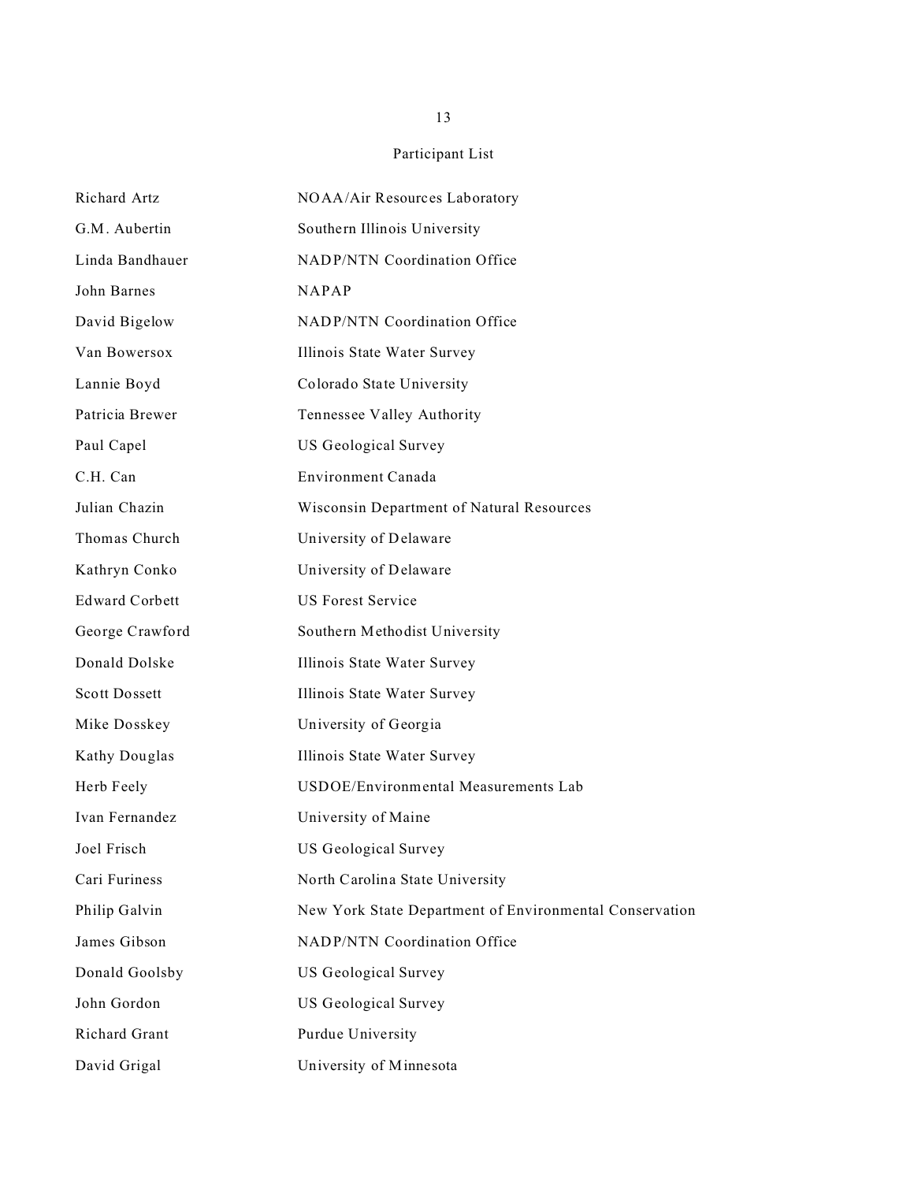Participant List

| | |
|---|---|
| Richard Artz | NOAA/Air Resources Laboratory |
| G.M. Aubertin | Southern Illinois University |
| Linda Bandhauer | NADP/NTN Coordination Office |
| John Barnes | NAPAP |
| David Bigelow | NADP/NTN Coordination Office |
| Van Bowersox | Illinois State Water Survey |
| Lannie Boyd | Colorado State University |
| Patricia Brewer | Tennessee Valley Authority |
| Paul Capel | US Geological Survey |
| C.H. Can | Environment Canada |
| Julian Chazin | Wisconsin Department of Natural Resources |
| Thomas Church | University of Delaware |
| Kathryn Conko | University of Delaware |
| Edward Corbett | US Forest Service |
| George Crawford | Southern Methodist University |
| Donald Dolske | Illinois State Water Survey |
| Scott Dossett | Illinois State Water Survey |
| Mike Dosskey | University of Georgia |
| Kathy Douglas | Illinois State Water Survey |
| Herb Feely | USDOE/Environmental Measurements Lab |
| Ivan Fernandez | University of Maine |
| Joel Frisch | US Geological Survey |
| Cari Furiness | North Carolina State University |
| Philip Galvin | New York State Department of Environmental Conservation |
| James Gibson | NADP/NTN Coordination Office |
| Donald Goolsby | US Geological Survey |
| John Gordon | US Geological Survey |
| Richard Grant | Purdue University |
| David Grigal | University of Minnesota |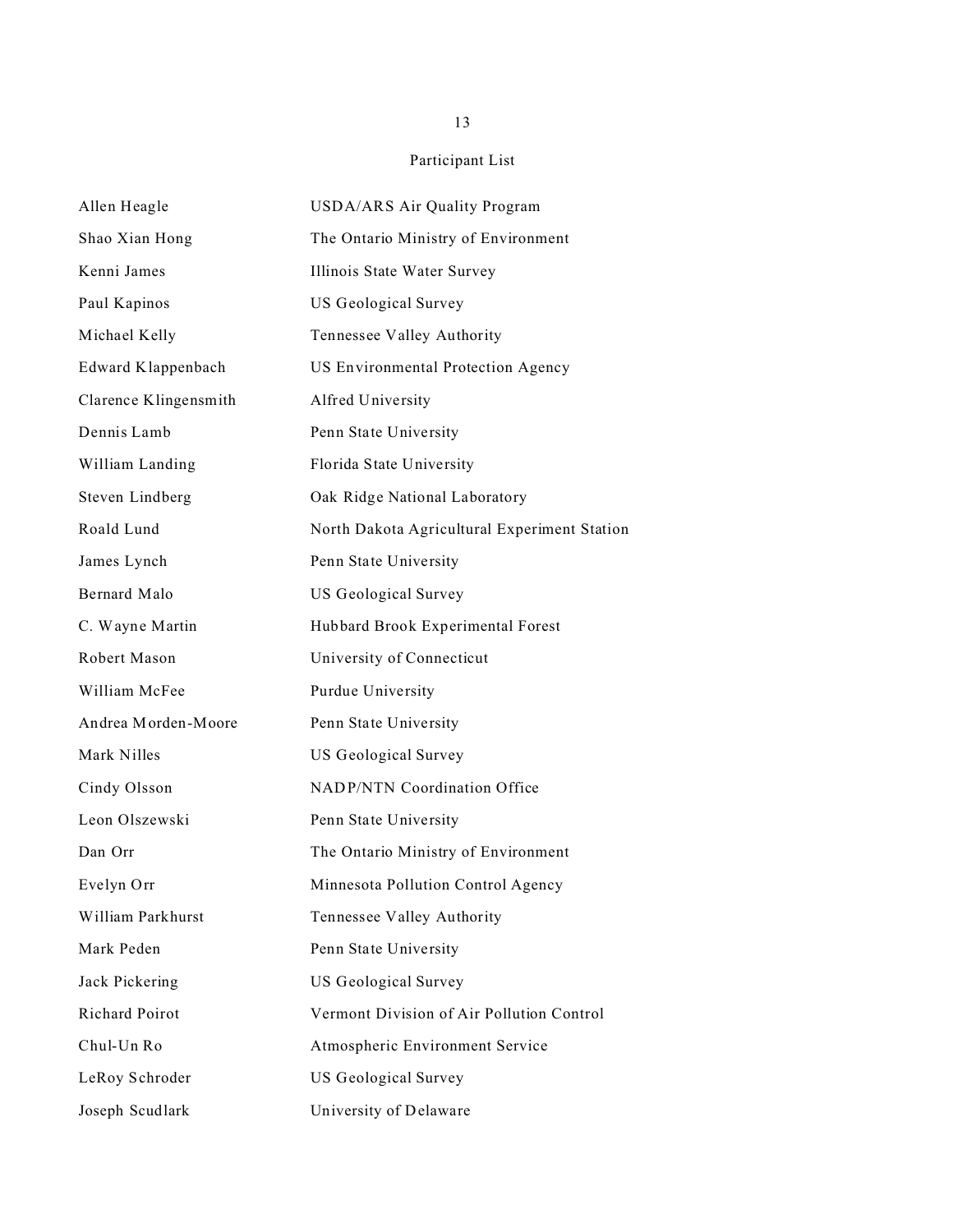## Participant List

| | |
|---|---|
| Allen Heagle | USDA/ARS Air Quality Program |
| Shao Xian Hong | The Ontario Ministry of Environment |
| Kenni James | Illinois State Water Survey |
| Paul Kapinos | US Geological Survey |
| Michael Kelly | Tennessee Valley Authority |
| Edward Klappenbach | US Environmental Protection Agency |
| Clarence Klingensmith | Alfred University |
| Dennis Lamb | Penn State University |
| William Landing | Florida State University |
| Steven Lindberg | Oak Ridge National Laboratory |
| Roald Lund | North Dakota Agricultural Experiment Station |
| James Lynch | Penn State University |
| Bernard Malo | US Geological Survey |
| C. Wayne Martin | Hubbard Brook Experimental Forest |
| Robert Mason | University of Connecticut |
| William McFee | Purdue University |
| Andrea Morden-Moore | Penn State University |
| Mark Nilles | US Geological Survey |
| Cindy Olsson | NADP/NTN Coordination Office |
| Leon Olszewski | Penn State University |
| Dan Orr | The Ontario Ministry of Environment |
| Evelyn Orr | Minnesota Pollution Control Agency |
| William Parkhurst | Tennessee Valley Authority |
| Mark Peden | Penn State University |
| Jack Pickering | US Geological Survey |
| Richard Poirot | Vermont Division of Air Pollution Control |
| Chul-Un Ro | Atmospheric Environment Service |
| LeRoy Schroder | US Geological Survey |
| Joseph Scudlark | University of Delaware |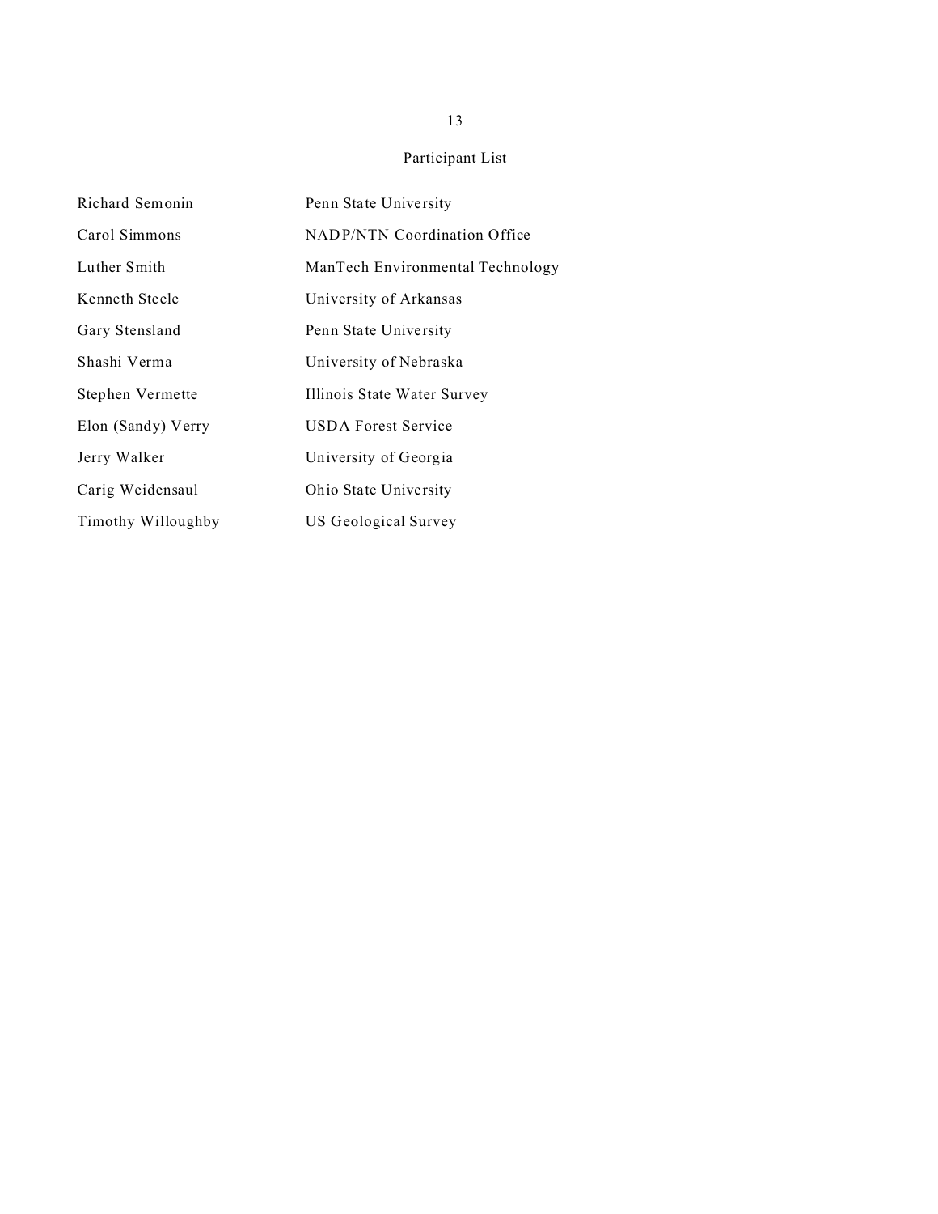Participant List

| | |
|---|---|
| Richard Semonin | Penn State University |
| Carol Simmons | NADP/NTN Coordination Office |
| Luther Smith | ManTech Environmental Technology |
| Kenneth Steele | University of Arkansas |
| Gary Stensland | Penn State University |
| Shashi Verma | University of Nebraska |
| Stephen Vermette | Illinois State Water Survey |
| Elon (Sandy) Verry | USDA Forest Service |
| Jerry Walker | University of Georgia |
| Carig Weidensaul | Ohio State University |
| Timothy Willoughby | US Geological Survey |